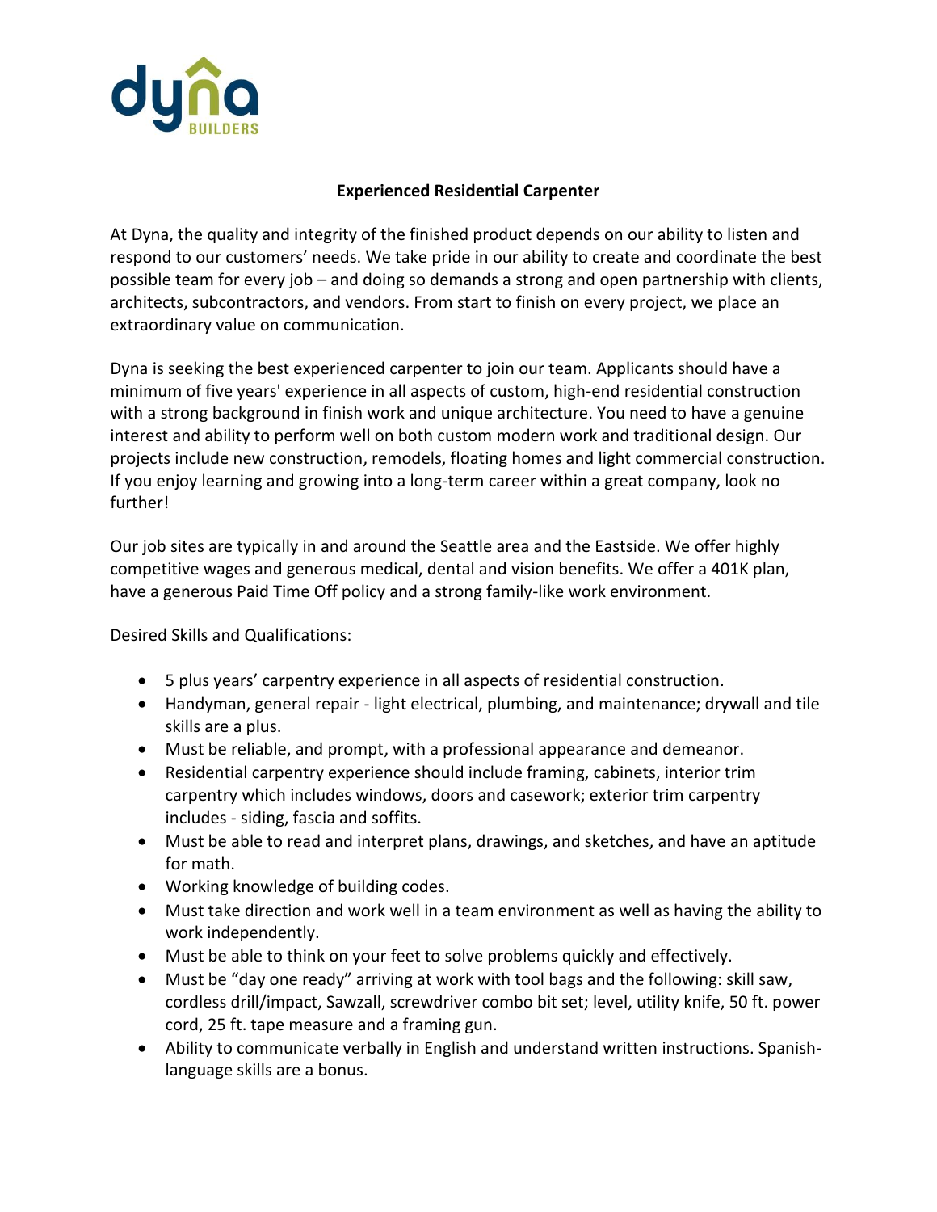# Experienced Residential Carpenter

At Dyna, the quality and integrity of the finished product depends on our ability to listen and respond to our customers' needs. We take pride in our ability to create and coordinate the best possible team for every job – and doing so demands a strong and open partnership with clients, architects, subcontractors, and vendors. From start to finish on every project, we place an extraordinary value on communication.

Dyna is seeking the best experienced carpenter to join our team. Applicants should have a minimum of five years' experience in all aspects of custom, high-end residential construction with a strong background in finish work and unique architecture. You need to have a genuine interest and ability to perform well on both custom modern work and traditional design. Our projects include new construction, remodels, floating homes and light commercial construction. If you enjoy learning and growing into a long-term career within a great company, look no further!

Our job sites are typically in and around the Seattle area and the Eastside. We offer highly competitive wages and generous medical, dental and vision benefits. We offer a 401K plan, have a generous Paid Time Off policy and a strong family-like work environment.

Desired Skills and Qualifications:

- 5 plus years' carpentry experience in all aspects of residential construction.
- Handyman, general repair - light electrical, plumbing, and maintenance; drywall and tile skills are a plus.
- Must be reliable, and prompt, with a professional appearance and demeanor.
- Residential carpentry experience should include framing, cabinets, interior trim carpentry which includes windows, doors and casework; exterior trim carpentry includes - siding, fascia and soffits.
- Must be able to read and interpret plans, drawings, and sketches, and have an aptitude for math.
- Working knowledge of building codes.
- Must take direction and work well in a team environment as well as having the ability to work independently.
- Must be able to think on your feet to solve problems quickly and effectively.
- Must be "day one ready" arriving at work with tool bags and the following: skill saw, cordless drill/impact, Sawzall, screwdriver combo bit set; level, utility knife, 50 ft. power cord, 25 ft. tape measure and a framing gun.
- Ability to communicate verbally in English and understand written instructions. Spanish-language skills are a bonus.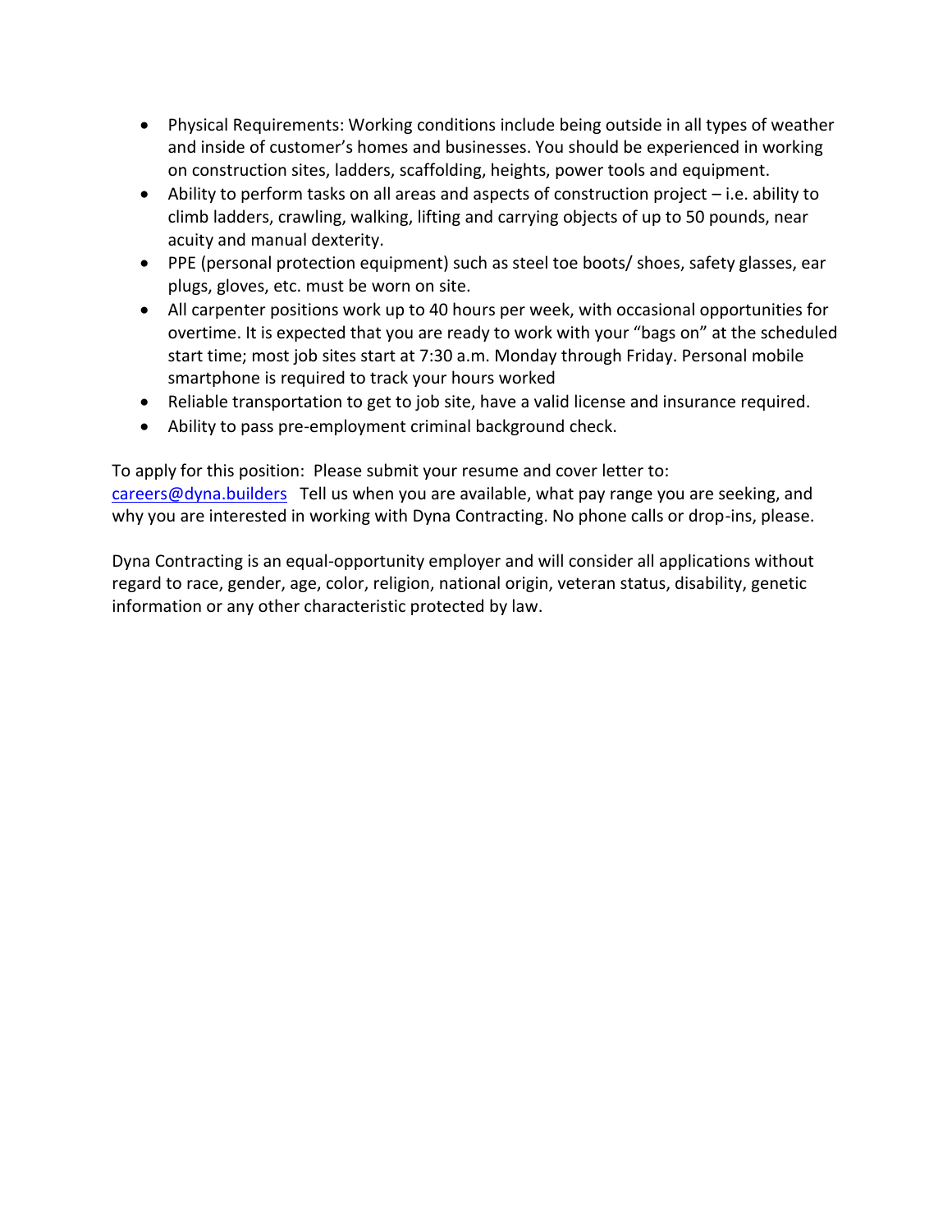- Physical Requirements: Working conditions include being outside in all types of weather and inside of customer's homes and businesses. You should be experienced in working on construction sites, ladders, scaffolding, heights, power tools and equipment.
- Ability to perform tasks on all areas and aspects of construction project – i.e. ability to climb ladders, crawling, walking, lifting and carrying objects of up to 50 pounds, near acuity and manual dexterity.
- PPE (personal protection equipment) such as steel toe boots/ shoes, safety glasses, ear plugs, gloves, etc. must be worn on site.
- All carpenter positions work up to 40 hours per week, with occasional opportunities for overtime. It is expected that you are ready to work with your "bags on" at the scheduled start time; most job sites start at 7:30 a.m. Monday through Friday. Personal mobile smartphone is required to track your hours worked
- Reliable transportation to get to job site, have a valid license and insurance required.
- Ability to pass pre-employment criminal background check.

To apply for this position: Please submit your resume and cover letter to: careers@dyna.builders Tell us when you are available, what pay range you are seeking, and why you are interested in working with Dyna Contracting. No phone calls or drop-ins, please.

Dyna Contracting is an equal-opportunity employer and will consider all applications without regard to race, gender, age, color, religion, national origin, veteran status, disability, genetic information or any other characteristic protected by law.